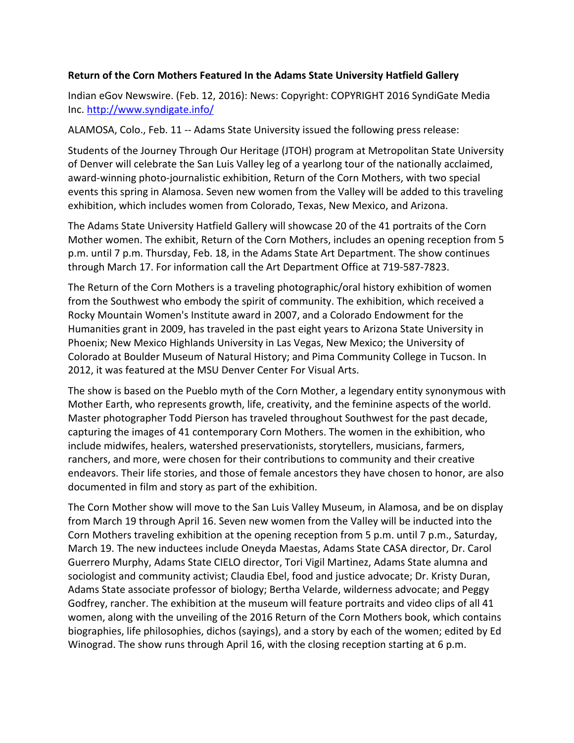**Return of the Corn Mothers Featured In the Adams State University Hatfield Gallery**

Indian eGov Newswire. (Feb. 12, 2016): News: Copyright: COPYRIGHT 2016 SyndiGate Media Inc. http://www.syndigate.info/

ALAMOSA, Colo., Feb. 11 -- Adams State University issued the following press release:

Students of the Journey Through Our Heritage (JTOH) program at Metropolitan State University of Denver will celebrate the San Luis Valley leg of a yearlong tour of the nationally acclaimed, award-winning photo-journalistic exhibition, Return of the Corn Mothers, with two special events this spring in Alamosa. Seven new women from the Valley will be added to this traveling exhibition, which includes women from Colorado, Texas, New Mexico, and Arizona.

The Adams State University Hatfield Gallery will showcase 20 of the 41 portraits of the Corn Mother women. The exhibit, Return of the Corn Mothers, includes an opening reception from 5 p.m. until 7 p.m. Thursday, Feb. 18, in the Adams State Art Department. The show continues through March 17. For information call the Art Department Office at 719-587-7823.

The Return of the Corn Mothers is a traveling photographic/oral history exhibition of women from the Southwest who embody the spirit of community. The exhibition, which received a Rocky Mountain Women's Institute award in 2007, and a Colorado Endowment for the Humanities grant in 2009, has traveled in the past eight years to Arizona State University in Phoenix; New Mexico Highlands University in Las Vegas, New Mexico; the University of Colorado at Boulder Museum of Natural History; and Pima Community College in Tucson. In 2012, it was featured at the MSU Denver Center For Visual Arts.

The show is based on the Pueblo myth of the Corn Mother, a legendary entity synonymous with Mother Earth, who represents growth, life, creativity, and the feminine aspects of the world. Master photographer Todd Pierson has traveled throughout Southwest for the past decade, capturing the images of 41 contemporary Corn Mothers. The women in the exhibition, who include midwifes, healers, watershed preservationists, storytellers, musicians, farmers, ranchers, and more, were chosen for their contributions to community and their creative endeavors. Their life stories, and those of female ancestors they have chosen to honor, are also documented in film and story as part of the exhibition.

The Corn Mother show will move to the San Luis Valley Museum, in Alamosa, and be on display from March 19 through April 16. Seven new women from the Valley will be inducted into the Corn Mothers traveling exhibition at the opening reception from 5 p.m. until 7 p.m., Saturday, March 19. The new inductees include Oneyda Maestas, Adams State CASA director, Dr. Carol Guerrero Murphy, Adams State CIELO director, Tori Vigil Martinez, Adams State alumna and sociologist and community activist; Claudia Ebel, food and justice advocate; Dr. Kristy Duran, Adams State associate professor of biology; Bertha Velarde, wilderness advocate; and Peggy Godfrey, rancher. The exhibition at the museum will feature portraits and video clips of all 41 women, along with the unveiling of the 2016 Return of the Corn Mothers book, which contains biographies, life philosophies, dichos (sayings), and a story by each of the women; edited by Ed Winograd. The show runs through April 16, with the closing reception starting at 6 p.m.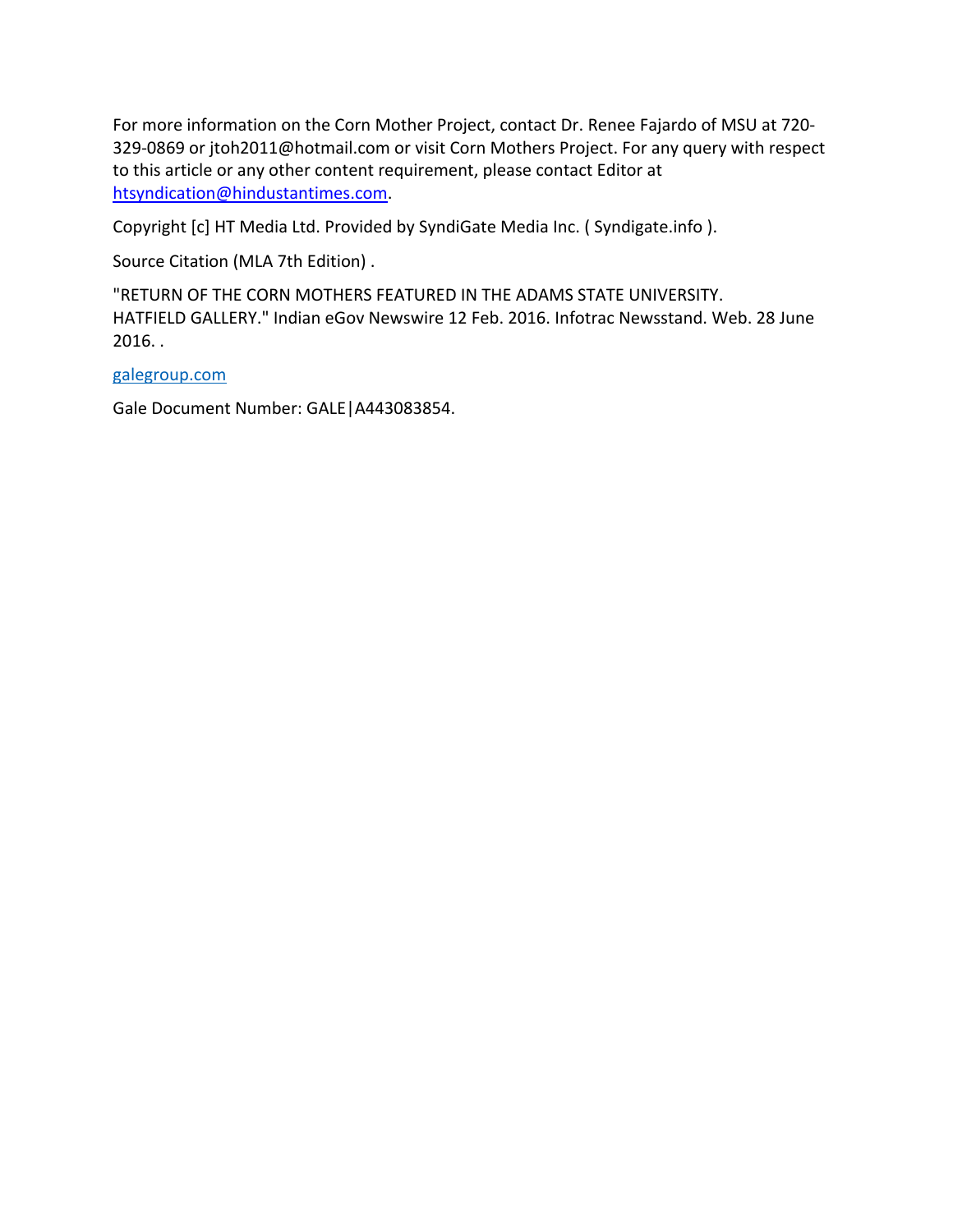For more information on the Corn Mother Project, contact Dr. Renee Fajardo of MSU at 720-329-0869 or jtoh2011@hotmail.com or visit Corn Mothers Project. For any query with respect to this article or any other content requirement, please contact Editor at htsyndication@hindustantimes.com.

Copyright [c] HT Media Ltd. Provided by SyndiGate Media Inc. ( Syndigate.info ).

Source Citation (MLA 7th Edition) .

"RETURN OF THE CORN MOTHERS FEATURED IN THE ADAMS STATE UNIVERSITY. HATFIELD GALLERY." Indian eGov Newswire 12 Feb. 2016. Infotrac Newsstand. Web. 28 June 2016. .

galegroup.com

Gale Document Number: GALE|A443083854.